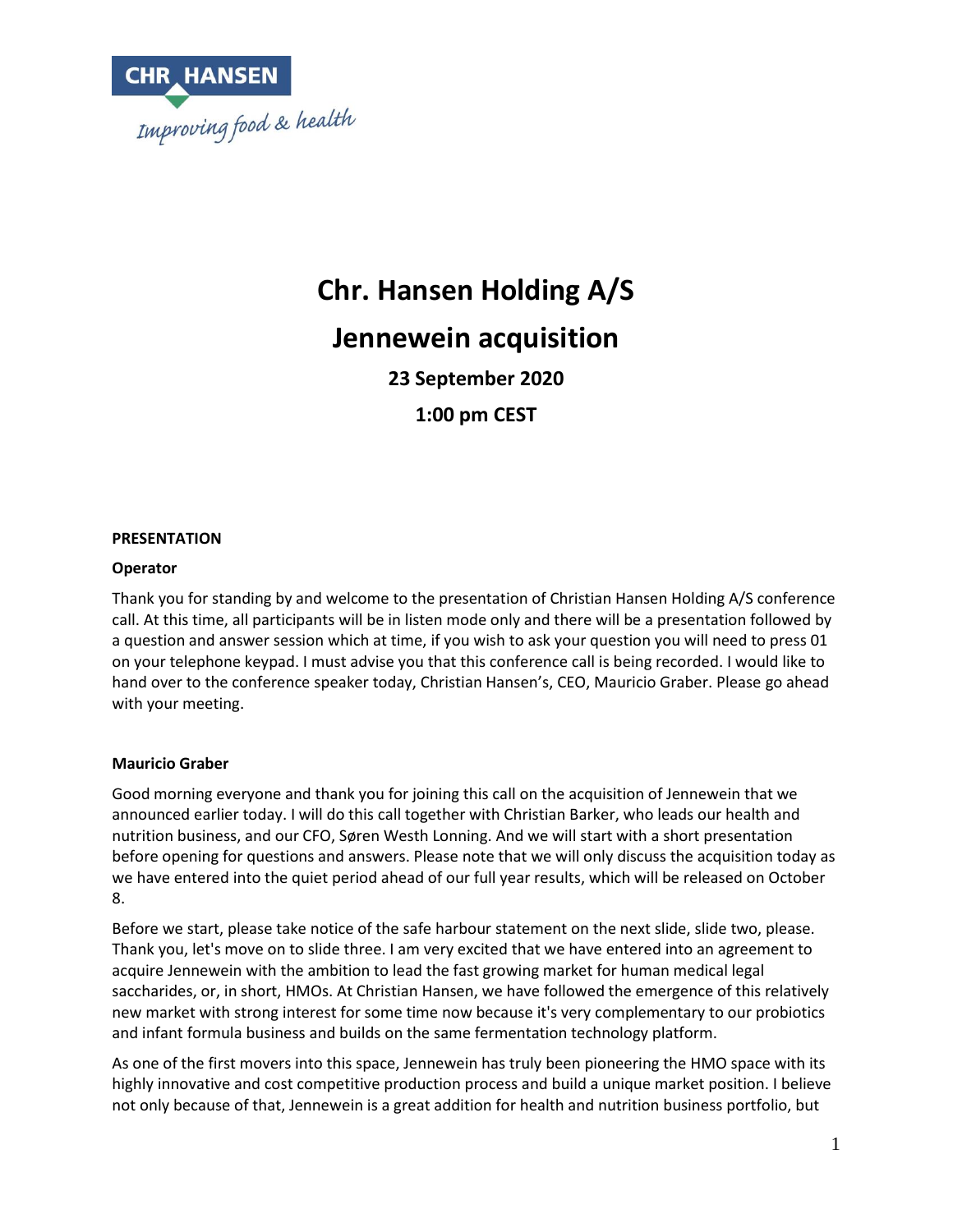# Chr. Hansen Holding A/S

# Jennewein acquisition

### 23 September 2020

### 1:00 pm CEST

**PRESENTATION**

**Operator**

Thank you for standing by and welcome to the presentation of Christian Hansen Holding A/S conference call. At this time, all participants will be in listen mode only and there will be a presentation followed by a question and answer session which at time, if you wish to ask your question you will need to press 01 on your telephone keypad. I must advise you that this conference call is being recorded. I would like to hand over to the conference speaker today, Christian Hansen's, CEO, Mauricio Graber. Please go ahead with your meeting.

**Mauricio Graber**

Good morning everyone and thank you for joining this call on the acquisition of Jennewein that we announced earlier today. I will do this call together with Christian Barker, who leads our health and nutrition business, and our CFO, Søren Westh Lonning. And we will start with a short presentation before opening for questions and answers. Please note that we will only discuss the acquisition today as we have entered into the quiet period ahead of our full year results, which will be released on October 8.

Before we start, please take notice of the safe harbour statement on the next slide, slide two, please. Thank you, let's move on to slide three. I am very excited that we have entered into an agreement to acquire Jennewein with the ambition to lead the fast growing market for human medical legal saccharides, or, in short, HMOs. At Christian Hansen, we have followed the emergence of this relatively new market with strong interest for some time now because it's very complementary to our probiotics and infant formula business and builds on the same fermentation technology platform.

As one of the first movers into this space, Jennewein has truly been pioneering the HMO space with its highly innovative and cost competitive production process and build a unique market position. I believe not only because of that, Jennewein is a great addition for health and nutrition business portfolio, but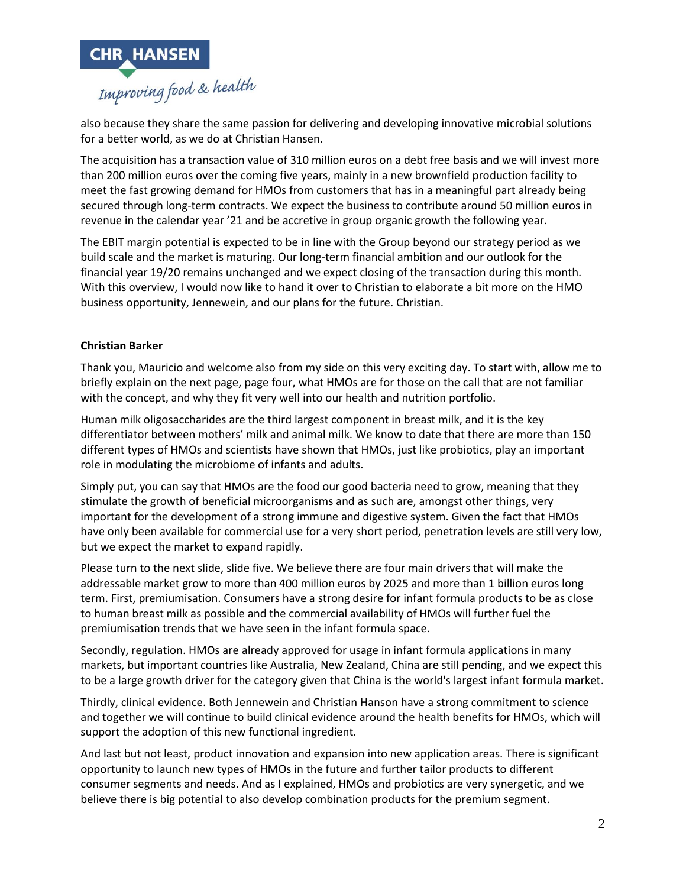also because they share the same passion for delivering and developing innovative microbial solutions for a better world, as we do at Christian Hansen.

The acquisition has a transaction value of 310 million euros on a debt free basis and we will invest more than 200 million euros over the coming five years, mainly in a new brownfield production facility to meet the fast growing demand for HMOs from customers that has in a meaningful part already being secured through long-term contracts. We expect the business to contribute around 50 million euros in revenue in the calendar year '21 and be accretive in group organic growth the following year.

The EBIT margin potential is expected to be in line with the Group beyond our strategy period as we build scale and the market is maturing. Our long-term financial ambition and our outlook for the financial year 19/20 remains unchanged and we expect closing of the transaction during this month. With this overview, I would now like to hand it over to Christian to elaborate a bit more on the HMO business opportunity, Jennewein, and our plans for the future. Christian.

**Christian Barker**

Thank you, Mauricio and welcome also from my side on this very exciting day. To start with, allow me to briefly explain on the next page, page four, what HMOs are for those on the call that are not familiar with the concept, and why they fit very well into our health and nutrition portfolio.

Human milk oligosaccharides are the third largest component in breast milk, and it is the key differentiator between mothers' milk and animal milk. We know to date that there are more than 150 different types of HMOs and scientists have shown that HMOs, just like probiotics, play an important role in modulating the microbiome of infants and adults.

Simply put, you can say that HMOs are the food our good bacteria need to grow, meaning that they stimulate the growth of beneficial microorganisms and as such are, amongst other things, very important for the development of a strong immune and digestive system. Given the fact that HMOs have only been available for commercial use for a very short period, penetration levels are still very low, but we expect the market to expand rapidly.

Please turn to the next slide, slide five. We believe there are four main drivers that will make the addressable market grow to more than 400 million euros by 2025 and more than 1 billion euros long term. First, premiumisation. Consumers have a strong desire for infant formula products to be as close to human breast milk as possible and the commercial availability of HMOs will further fuel the premiumisation trends that we have seen in the infant formula space.

Secondly, regulation. HMOs are already approved for usage in infant formula applications in many markets, but important countries like Australia, New Zealand, China are still pending, and we expect this to be a large growth driver for the category given that China is the world's largest infant formula market.

Thirdly, clinical evidence. Both Jennewein and Christian Hanson have a strong commitment to science and together we will continue to build clinical evidence around the health benefits for HMOs, which will support the adoption of this new functional ingredient.

And last but not least, product innovation and expansion into new application areas. There is significant opportunity to launch new types of HMOs in the future and further tailor products to different consumer segments and needs. And as I explained, HMOs and probiotics are very synergetic, and we believe there is big potential to also develop combination products for the premium segment.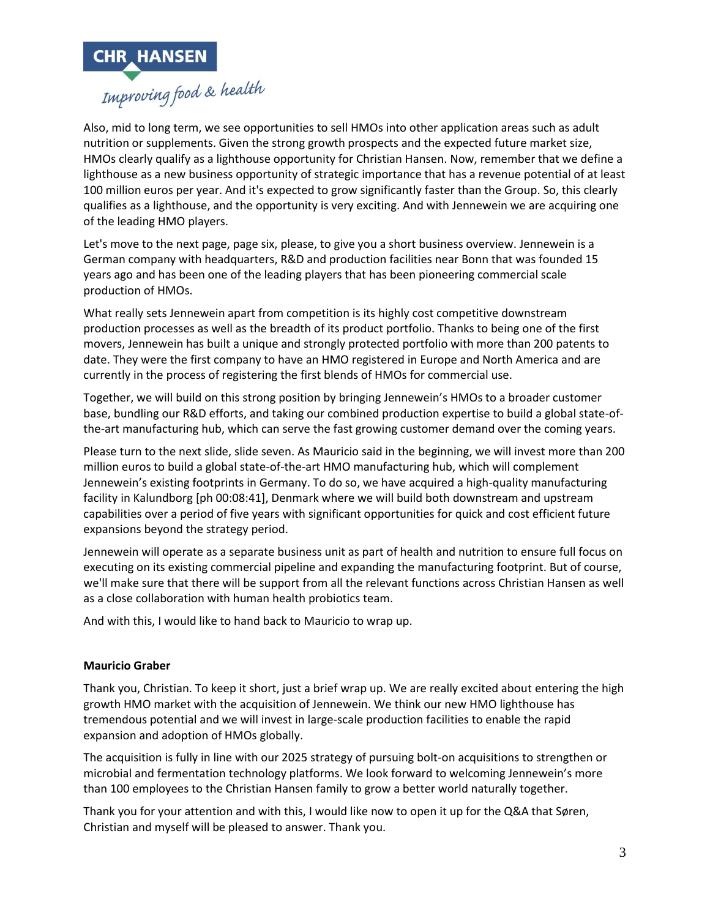Also, mid to long term, we see opportunities to sell HMOs into other application areas such as adult nutrition or supplements. Given the strong growth prospects and the expected future market size, HMOs clearly qualify as a lighthouse opportunity for Christian Hansen. Now, remember that we define a lighthouse as a new business opportunity of strategic importance that has a revenue potential of at least 100 million euros per year. And it's expected to grow significantly faster than the Group. So, this clearly qualifies as a lighthouse, and the opportunity is very exciting. And with Jennewein we are acquiring one of the leading HMO players.

Let's move to the next page, page six, please, to give you a short business overview. Jennewein is a German company with headquarters, R&D and production facilities near Bonn that was founded 15 years ago and has been one of the leading players that has been pioneering commercial scale production of HMOs.

What really sets Jennewein apart from competition is its highly cost competitive downstream production processes as well as the breadth of its product portfolio. Thanks to being one of the first movers, Jennewein has built a unique and strongly protected portfolio with more than 200 patents to date. They were the first company to have an HMO registered in Europe and North America and are currently in the process of registering the first blends of HMOs for commercial use.

Together, we will build on this strong position by bringing Jennewein's HMOs to a broader customer base, bundling our R&D efforts, and taking our combined production expertise to build a global state-of-the-art manufacturing hub, which can serve the fast growing customer demand over the coming years.

Please turn to the next slide, slide seven. As Mauricio said in the beginning, we will invest more than 200 million euros to build a global state-of-the-art HMO manufacturing hub, which will complement Jennewein's existing footprints in Germany. To do so, we have acquired a high-quality manufacturing facility in Kalundborg [ph 00:08:41], Denmark where we will build both downstream and upstream capabilities over a period of five years with significant opportunities for quick and cost efficient future expansions beyond the strategy period.

Jennewein will operate as a separate business unit as part of health and nutrition to ensure full focus on executing on its existing commercial pipeline and expanding the manufacturing footprint. But of course, we'll make sure that there will be support from all the relevant functions across Christian Hansen as well as a close collaboration with human health probiotics team.

And with this, I would like to hand back to Mauricio to wrap up.

**Mauricio Graber**

Thank you, Christian. To keep it short, just a brief wrap up. We are really excited about entering the high growth HMO market with the acquisition of Jennewein. We think our new HMO lighthouse has tremendous potential and we will invest in large-scale production facilities to enable the rapid expansion and adoption of HMOs globally.

The acquisition is fully in line with our 2025 strategy of pursuing bolt-on acquisitions to strengthen or microbial and fermentation technology platforms. We look forward to welcoming Jennewein's more than 100 employees to the Christian Hansen family to grow a better world naturally together.

Thank you for your attention and with this, I would like now to open it up for the Q&A that Søren, Christian and myself will be pleased to answer. Thank you.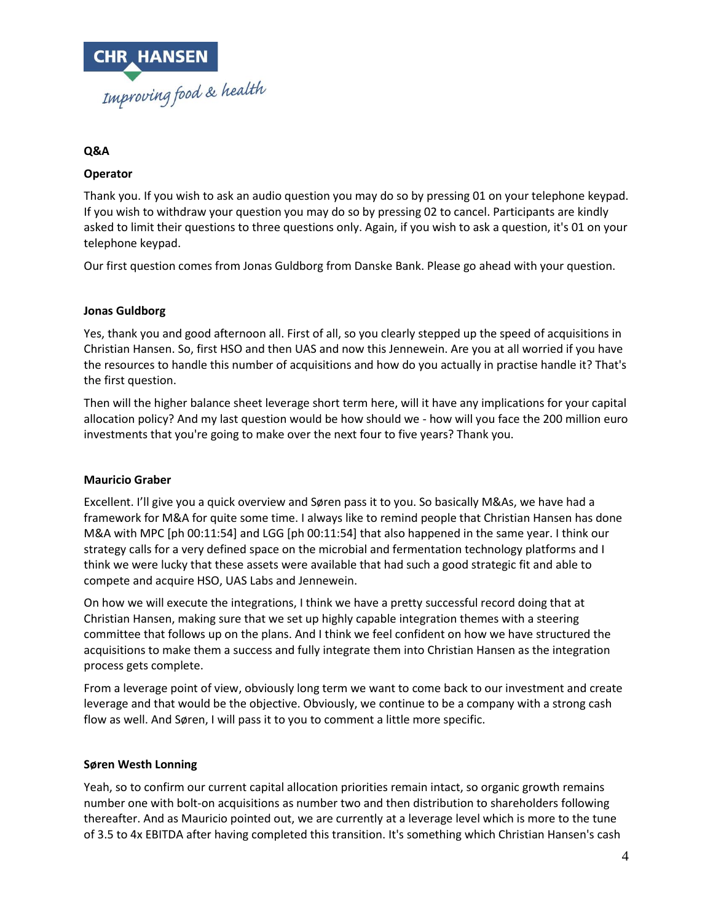**Q&A**

**Operator**

Thank you. If you wish to ask an audio question you may do so by pressing 01 on your telephone keypad. If you wish to withdraw your question you may do so by pressing 02 to cancel. Participants are kindly asked to limit their questions to three questions only. Again, if you wish to ask a question, it's 01 on your telephone keypad.

Our first question comes from Jonas Guldborg from Danske Bank. Please go ahead with your question.

**Jonas Guldborg**

Yes, thank you and good afternoon all. First of all, so you clearly stepped up the speed of acquisitions in Christian Hansen. So, first HSO and then UAS and now this Jennewein. Are you at all worried if you have the resources to handle this number of acquisitions and how do you actually in practise handle it? That's the first question.

Then will the higher balance sheet leverage short term here, will it have any implications for your capital allocation policy? And my last question would be how should we - how will you face the 200 million euro investments that you're going to make over the next four to five years? Thank you.

**Mauricio Graber**

Excellent. I'll give you a quick overview and Søren pass it to you. So basically M&As, we have had a framework for M&A for quite some time. I always like to remind people that Christian Hansen has done M&A with MPC [ph 00:11:54] and LGG [ph 00:11:54] that also happened in the same year. I think our strategy calls for a very defined space on the microbial and fermentation technology platforms and I think we were lucky that these assets were available that had such a good strategic fit and able to compete and acquire HSO, UAS Labs and Jennewein.

On how we will execute the integrations, I think we have a pretty successful record doing that at Christian Hansen, making sure that we set up highly capable integration themes with a steering committee that follows up on the plans. And I think we feel confident on how we have structured the acquisitions to make them a success and fully integrate them into Christian Hansen as the integration process gets complete.

From a leverage point of view, obviously long term we want to come back to our investment and create leverage and that would be the objective. Obviously, we continue to be a company with a strong cash flow as well. And Søren, I will pass it to you to comment a little more specific.

**Søren Westh Lonning**

Yeah, so to confirm our current capital allocation priorities remain intact, so organic growth remains number one with bolt-on acquisitions as number two and then distribution to shareholders following thereafter. And as Mauricio pointed out, we are currently at a leverage level which is more to the tune of 3.5 to 4x EBITDA after having completed this transition. It's something which Christian Hansen's cash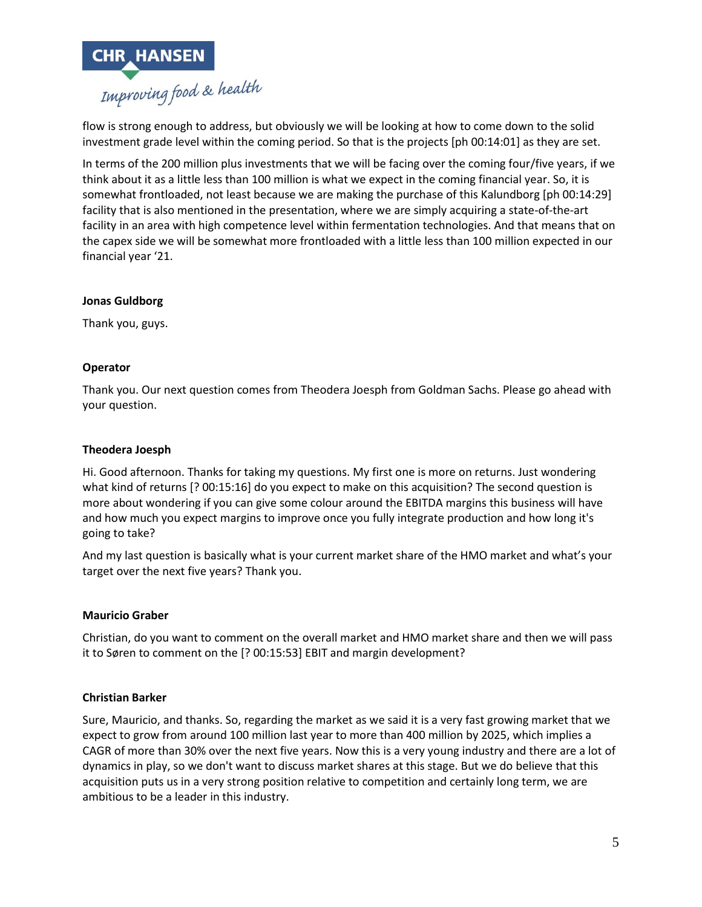flow is strong enough to address, but obviously we will be looking at how to come down to the solid investment grade level within the coming period. So that is the projects [ph 00:14:01] as they are set.

In terms of the 200 million plus investments that we will be facing over the coming four/five years, if we think about it as a little less than 100 million is what we expect in the coming financial year. So, it is somewhat frontloaded, not least because we are making the purchase of this Kalundborg [ph 00:14:29] facility that is also mentioned in the presentation, where we are simply acquiring a state-of-the-art facility in an area with high competence level within fermentation technologies. And that means that on the capex side we will be somewhat more frontloaded with a little less than 100 million expected in our financial year '21.

**Jonas Guldborg**

Thank you, guys.

**Operator**

Thank you. Our next question comes from Theodera Joesph from Goldman Sachs. Please go ahead with your question.

**Theodera Joesph**

Hi. Good afternoon. Thanks for taking my questions. My first one is more on returns. Just wondering what kind of returns [? 00:15:16] do you expect to make on this acquisition? The second question is more about wondering if you can give some colour around the EBITDA margins this business will have and how much you expect margins to improve once you fully integrate production and how long it's going to take?

And my last question is basically what is your current market share of the HMO market and what's your target over the next five years? Thank you.

**Mauricio Graber**

Christian, do you want to comment on the overall market and HMO market share and then we will pass it to Søren to comment on the [? 00:15:53] EBIT and margin development?

**Christian Barker**

Sure, Mauricio, and thanks. So, regarding the market as we said it is a very fast growing market that we expect to grow from around 100 million last year to more than 400 million by 2025, which implies a CAGR of more than 30% over the next five years. Now this is a very young industry and there are a lot of dynamics in play, so we don't want to discuss market shares at this stage. But we do believe that this acquisition puts us in a very strong position relative to competition and certainly long term, we are ambitious to be a leader in this industry.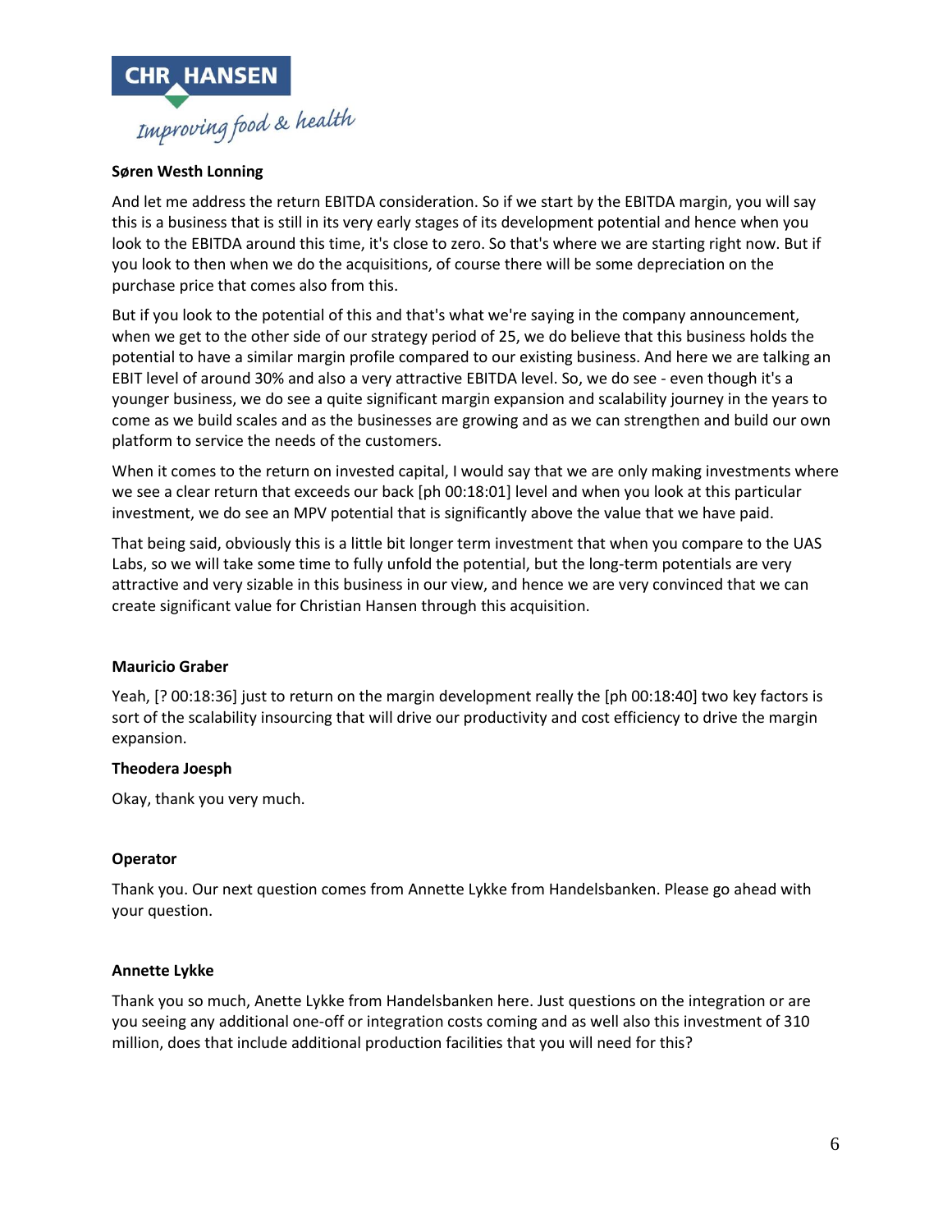**Søren Westh Lonning**

And let me address the return EBITDA consideration. So if we start by the EBITDA margin, you will say this is a business that is still in its very early stages of its development potential and hence when you look to the EBITDA around this time, it's close to zero. So that's where we are starting right now. But if you look to then when we do the acquisitions, of course there will be some depreciation on the purchase price that comes also from this.

But if you look to the potential of this and that's what we're saying in the company announcement, when we get to the other side of our strategy period of 25, we do believe that this business holds the potential to have a similar margin profile compared to our existing business. And here we are talking an EBIT level of around 30% and also a very attractive EBITDA level. So, we do see - even though it's a younger business, we do see a quite significant margin expansion and scalability journey in the years to come as we build scales and as the businesses are growing and as we can strengthen and build our own platform to service the needs of the customers.

When it comes to the return on invested capital, I would say that we are only making investments where we see a clear return that exceeds our back [ph 00:18:01] level and when you look at this particular investment, we do see an MPV potential that is significantly above the value that we have paid.

That being said, obviously this is a little bit longer term investment that when you compare to the UAS Labs, so we will take some time to fully unfold the potential, but the long-term potentials are very attractive and very sizable in this business in our view, and hence we are very convinced that we can create significant value for Christian Hansen through this acquisition.

**Mauricio Graber**

Yeah, [? 00:18:36] just to return on the margin development really the [ph 00:18:40] two key factors is sort of the scalability insourcing that will drive our productivity and cost efficiency to drive the margin expansion.

**Theodera Joesph**

Okay, thank you very much.

**Operator**

Thank you. Our next question comes from Annette Lykke from Handelsbanken. Please go ahead with your question.

**Annette Lykke**

Thank you so much, Anette Lykke from Handelsbanken here. Just questions on the integration or are you seeing any additional one-off or integration costs coming and as well also this investment of 310 million, does that include additional production facilities that you will need for this?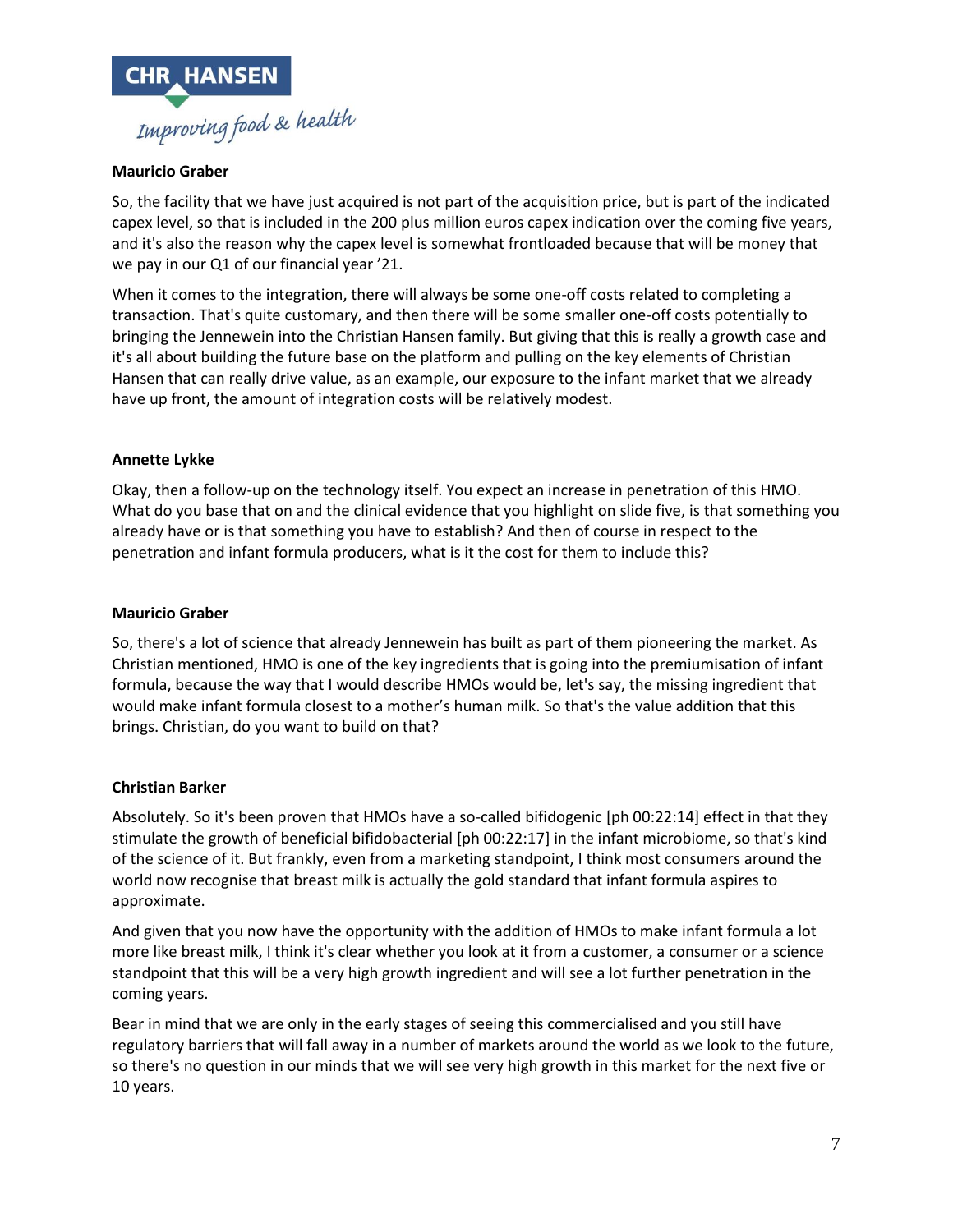**Mauricio Graber**

So, the facility that we have just acquired is not part of the acquisition price, but is part of the indicated capex level, so that is included in the 200 plus million euros capex indication over the coming five years, and it's also the reason why the capex level is somewhat frontloaded because that will be money that we pay in our Q1 of our financial year '21.

When it comes to the integration, there will always be some one-off costs related to completing a transaction. That's quite customary, and then there will be some smaller one-off costs potentially to bringing the Jennewein into the Christian Hansen family. But giving that this is really a growth case and it's all about building the future base on the platform and pulling on the key elements of Christian Hansen that can really drive value, as an example, our exposure to the infant market that we already have up front, the amount of integration costs will be relatively modest.

**Annette Lykke**

Okay, then a follow-up on the technology itself. You expect an increase in penetration of this HMO. What do you base that on and the clinical evidence that you highlight on slide five, is that something you already have or is that something you have to establish? And then of course in respect to the penetration and infant formula producers, what is it the cost for them to include this?

**Mauricio Graber**

So, there's a lot of science that already Jennewein has built as part of them pioneering the market. As Christian mentioned, HMO is one of the key ingredients that is going into the premiumisation of infant formula, because the way that I would describe HMOs would be, let's say, the missing ingredient that would make infant formula closest to a mother's human milk. So that's the value addition that this brings. Christian, do you want to build on that?

**Christian Barker**

Absolutely. So it's been proven that HMOs have a so-called bifidogenic [ph 00:22:14] effect in that they stimulate the growth of beneficial bifidobacterial [ph 00:22:17] in the infant microbiome, so that's kind of the science of it. But frankly, even from a marketing standpoint, I think most consumers around the world now recognise that breast milk is actually the gold standard that infant formula aspires to approximate.

And given that you now have the opportunity with the addition of HMOs to make infant formula a lot more like breast milk, I think it's clear whether you look at it from a customer, a consumer or a science standpoint that this will be a very high growth ingredient and will see a lot further penetration in the coming years.

Bear in mind that we are only in the early stages of seeing this commercialised and you still have regulatory barriers that will fall away in a number of markets around the world as we look to the future, so there's no question in our minds that we will see very high growth in this market for the next five or 10 years.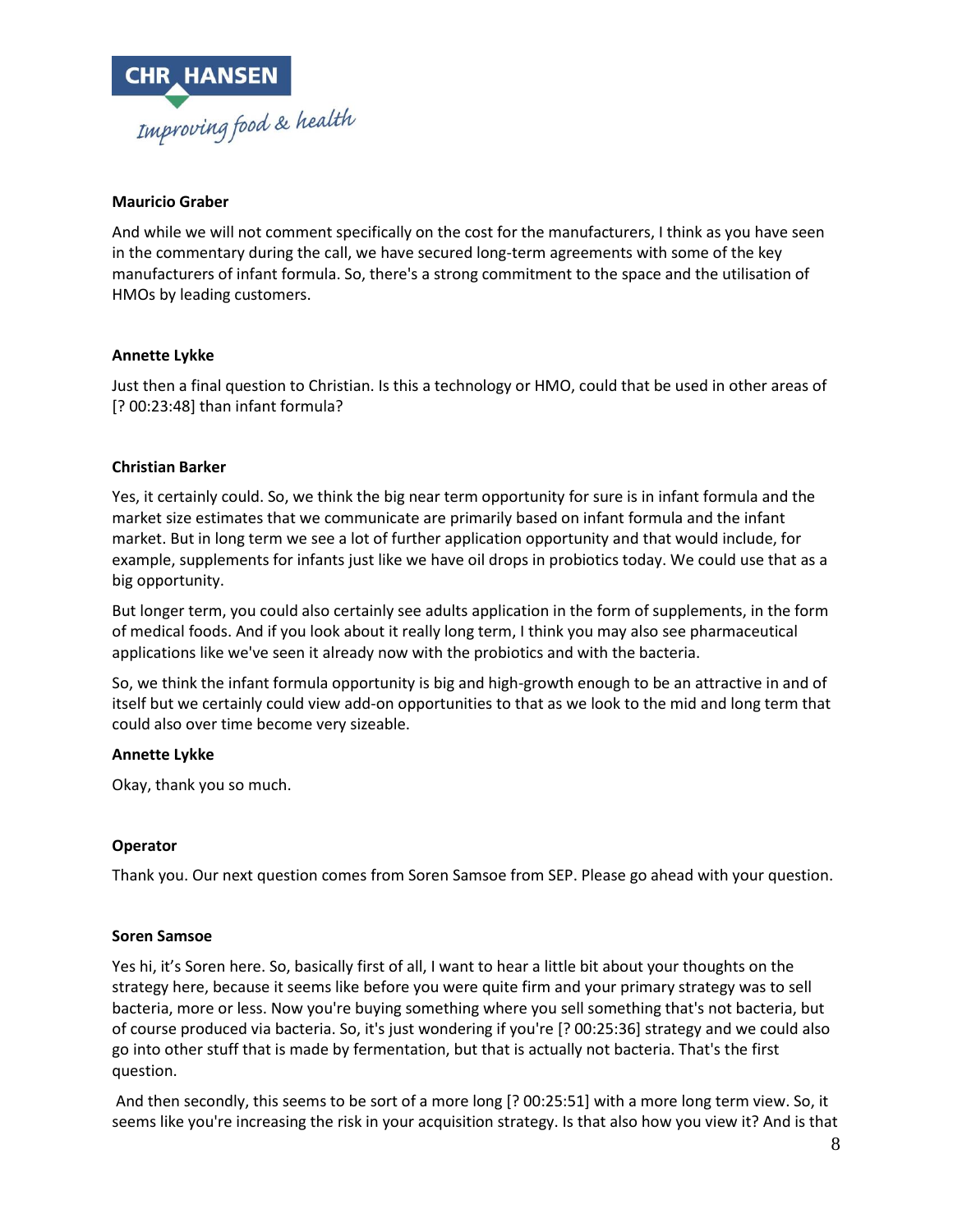**Mauricio Graber**

And while we will not comment specifically on the cost for the manufacturers, I think as you have seen in the commentary during the call, we have secured long-term agreements with some of the key manufacturers of infant formula. So, there's a strong commitment to the space and the utilisation of HMOs by leading customers.

**Annette Lykke**

Just then a final question to Christian. Is this a technology or HMO, could that be used in other areas of [? 00:23:48] than infant formula?

**Christian Barker**

Yes, it certainly could. So, we think the big near term opportunity for sure is in infant formula and the market size estimates that we communicate are primarily based on infant formula and the infant market. But in long term we see a lot of further application opportunity and that would include, for example, supplements for infants just like we have oil drops in probiotics today. We could use that as a big opportunity.

But longer term, you could also certainly see adults application in the form of supplements, in the form of medical foods. And if you look about it really long term, I think you may also see pharmaceutical applications like we've seen it already now with the probiotics and with the bacteria.

So, we think the infant formula opportunity is big and high-growth enough to be an attractive in and of itself but we certainly could view add-on opportunities to that as we look to the mid and long term that could also over time become very sizeable.

**Annette Lykke**

Okay, thank you so much.

**Operator**

Thank you. Our next question comes from Soren Samsoe from SEP. Please go ahead with your question.

**Soren Samsoe**

Yes hi, it's Soren here. So, basically first of all, I want to hear a little bit about your thoughts on the strategy here, because it seems like before you were quite firm and your primary strategy was to sell bacteria, more or less. Now you're buying something where you sell something that's not bacteria, but of course produced via bacteria. So, it's just wondering if you're [? 00:25:36] strategy and we could also go into other stuff that is made by fermentation, but that is actually not bacteria. That's the first question.

And then secondly, this seems to be sort of a more long [? 00:25:51] with a more long term view. So, it seems like you're increasing the risk in your acquisition strategy. Is that also how you view it? And is that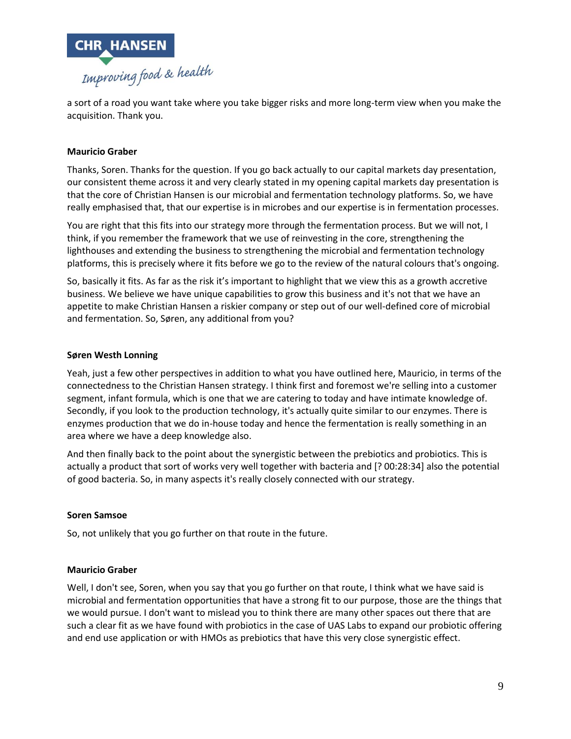a sort of a road you want take where you take bigger risks and more long-term view when you make the acquisition. Thank you.

**Mauricio Graber**

Thanks, Soren. Thanks for the question. If you go back actually to our capital markets day presentation, our consistent theme across it and very clearly stated in my opening capital markets day presentation is that the core of Christian Hansen is our microbial and fermentation technology platforms. So, we have really emphasised that, that our expertise is in microbes and our expertise is in fermentation processes.

You are right that this fits into our strategy more through the fermentation process. But we will not, I think, if you remember the framework that we use of reinvesting in the core, strengthening the lighthouses and extending the business to strengthening the microbial and fermentation technology platforms, this is precisely where it fits before we go to the review of the natural colours that's ongoing.

So, basically it fits. As far as the risk it's important to highlight that we view this as a growth accretive business. We believe we have unique capabilities to grow this business and it's not that we have an appetite to make Christian Hansen a riskier company or step out of our well-defined core of microbial and fermentation. So, Søren, any additional from you?

**Søren Westh Lonning**

Yeah, just a few other perspectives in addition to what you have outlined here, Mauricio, in terms of the connectedness to the Christian Hansen strategy. I think first and foremost we're selling into a customer segment, infant formula, which is one that we are catering to today and have intimate knowledge of. Secondly, if you look to the production technology, it's actually quite similar to our enzymes. There is enzymes production that we do in-house today and hence the fermentation is really something in an area where we have a deep knowledge also.

And then finally back to the point about the synergistic between the prebiotics and probiotics. This is actually a product that sort of works very well together with bacteria and [? 00:28:34] also the potential of good bacteria. So, in many aspects it's really closely connected with our strategy.

**Soren Samsoe**

So, not unlikely that you go further on that route in the future.

**Mauricio Graber**

Well, I don't see, Soren, when you say that you go further on that route, I think what we have said is microbial and fermentation opportunities that have a strong fit to our purpose, those are the things that we would pursue. I don't want to mislead you to think there are many other spaces out there that are such a clear fit as we have found with probiotics in the case of UAS Labs to expand our probiotic offering and end use application or with HMOs as prebiotics that have this very close synergistic effect.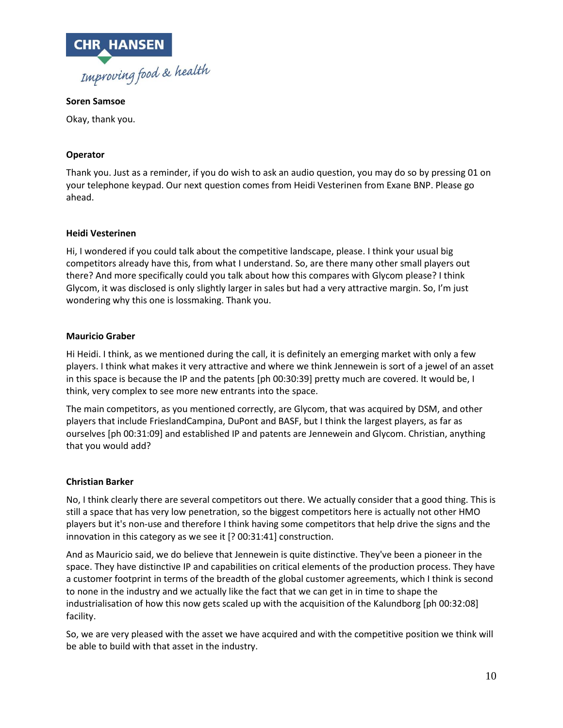**Soren Samsoe**

Okay, thank you.

**Operator**

Thank you. Just as a reminder, if you do wish to ask an audio question, you may do so by pressing 01 on your telephone keypad. Our next question comes from Heidi Vesterinen from Exane BNP. Please go ahead.

**Heidi Vesterinen**

Hi, I wondered if you could talk about the competitive landscape, please. I think your usual big competitors already have this, from what I understand. So, are there many other small players out there? And more specifically could you talk about how this compares with Glycom please? I think Glycom, it was disclosed is only slightly larger in sales but had a very attractive margin. So, I'm just wondering why this one is lossmaking. Thank you.

**Mauricio Graber**

Hi Heidi. I think, as we mentioned during the call, it is definitely an emerging market with only a few players. I think what makes it very attractive and where we think Jennewein is sort of a jewel of an asset in this space is because the IP and the patents [ph 00:30:39] pretty much are covered. It would be, I think, very complex to see more new entrants into the space.

The main competitors, as you mentioned correctly, are Glycom, that was acquired by DSM, and other players that include FrieslandCampina, DuPont and BASF, but I think the largest players, as far as ourselves [ph 00:31:09] and established IP and patents are Jennewein and Glycom. Christian, anything that you would add?

**Christian Barker**

No, I think clearly there are several competitors out there. We actually consider that a good thing. This is still a space that has very low penetration, so the biggest competitors here is actually not other HMO players but it's non-use and therefore I think having some competitors that help drive the signs and the innovation in this category as we see it [? 00:31:41] construction.

And as Mauricio said, we do believe that Jennewein is quite distinctive. They've been a pioneer in the space. They have distinctive IP and capabilities on critical elements of the production process. They have a customer footprint in terms of the breadth of the global customer agreements, which I think is second to none in the industry and we actually like the fact that we can get in in time to shape the industrialisation of how this now gets scaled up with the acquisition of the Kalundborg [ph 00:32:08] facility.

So, we are very pleased with the asset we have acquired and with the competitive position we think will be able to build with that asset in the industry.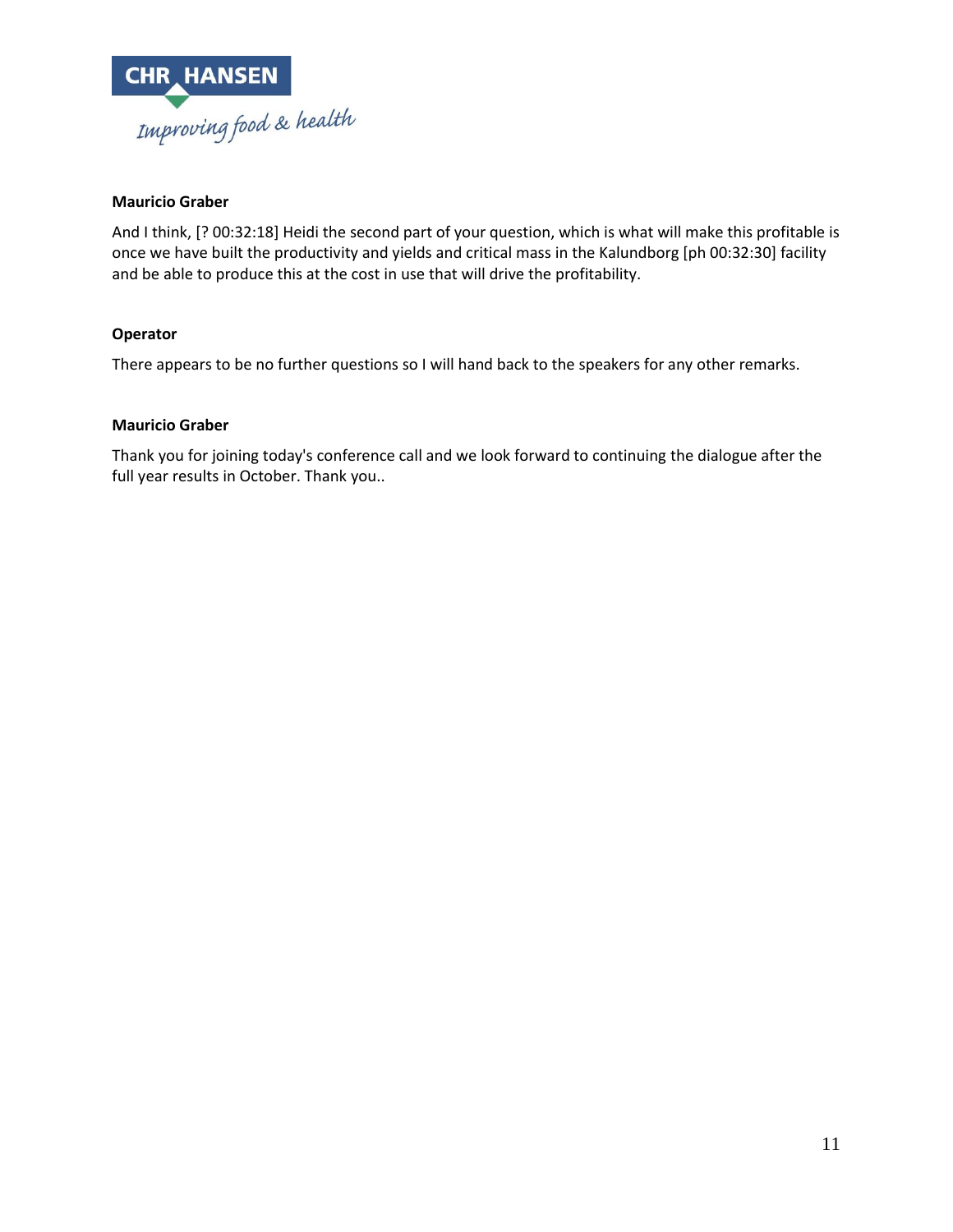**Mauricio Graber**

And I think, [? 00:32:18] Heidi the second part of your question, which is what will make this profitable is once we have built the productivity and yields and critical mass in the Kalundborg [ph 00:32:30] facility and be able to produce this at the cost in use that will drive the profitability.

**Operator**

There appears to be no further questions so I will hand back to the speakers for any other remarks.

**Mauricio Graber**

Thank you for joining today's conference call and we look forward to continuing the dialogue after the full year results in October. Thank you..